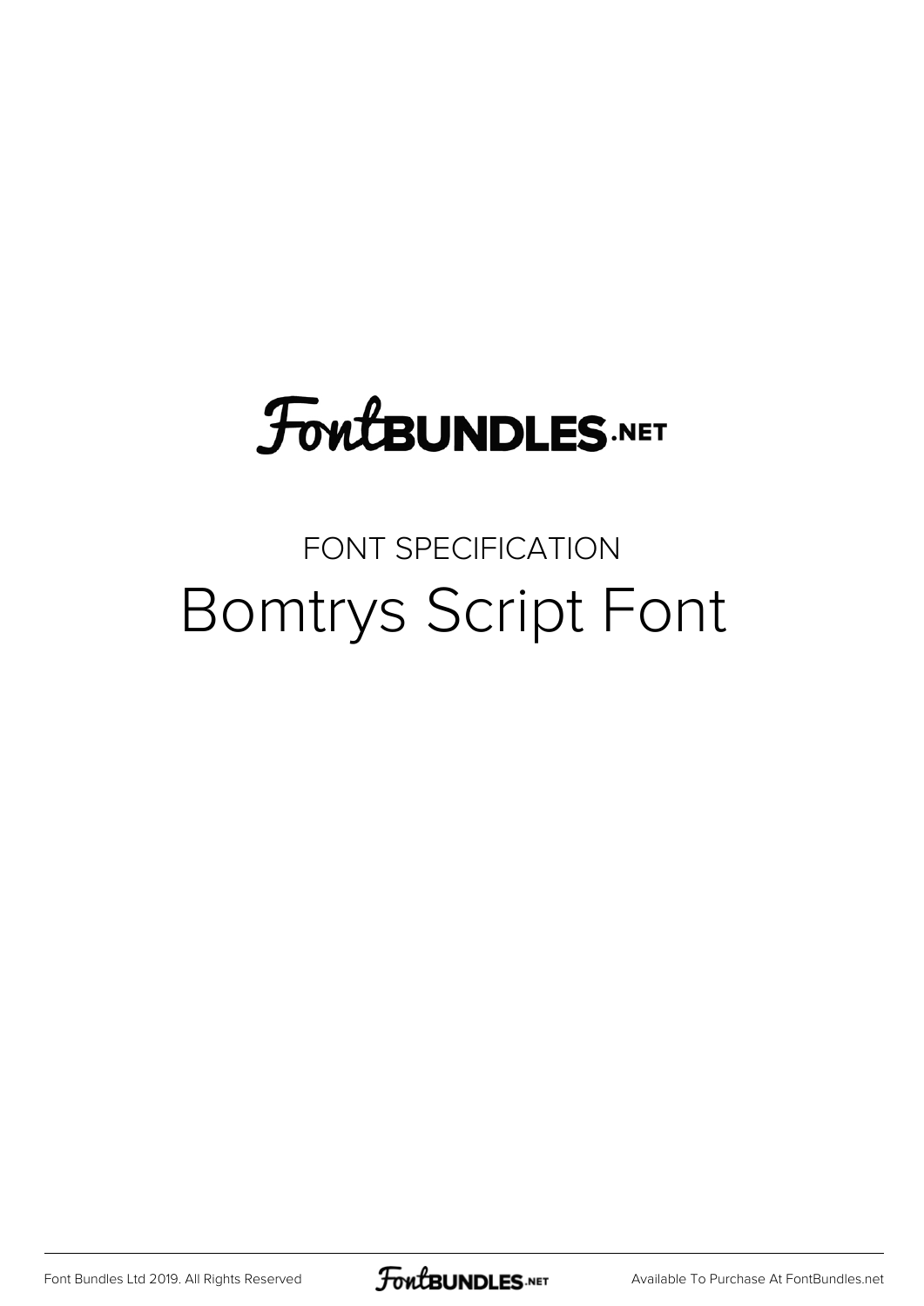# FontBUNDLES.NET

FONT SPECIFICATION

## Bomtrys Script Font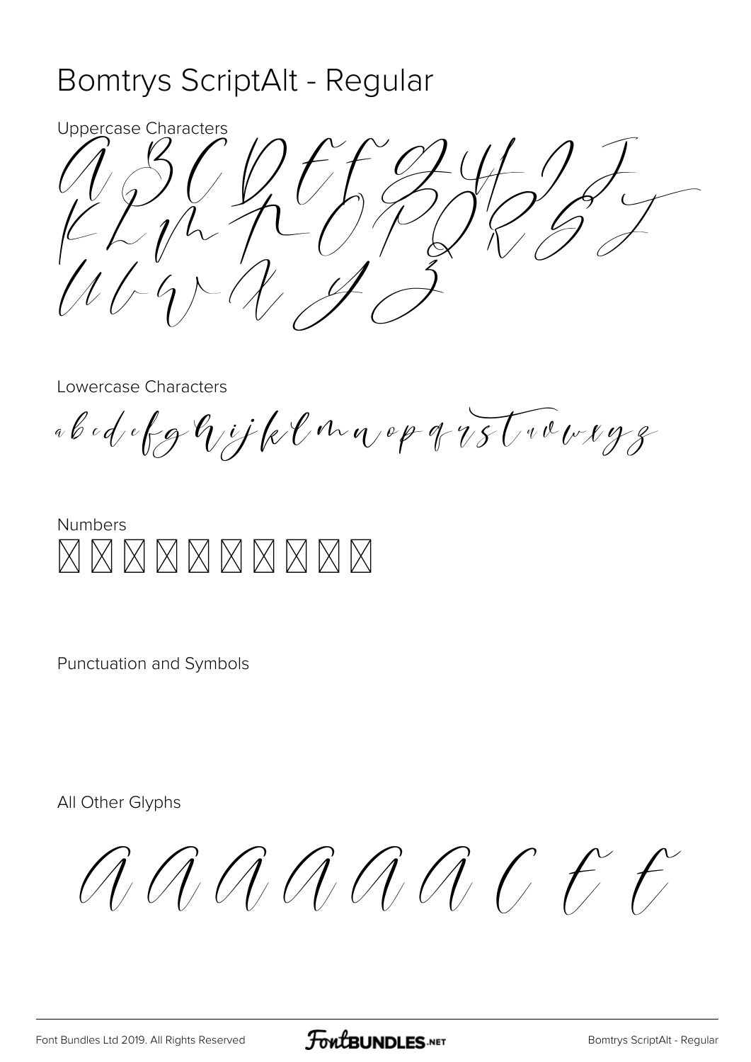# Bomtrys ScriptAlt - Regular

Uppercase Characters

A B C D E F G H I J K L M N O P Q R S T U V W X Y Z

Lowercase Characters

a b c d e f g h i j k l m n o p q r s t u v w x y z

Numbers

Punctuation and Symbols

All Other Glyphs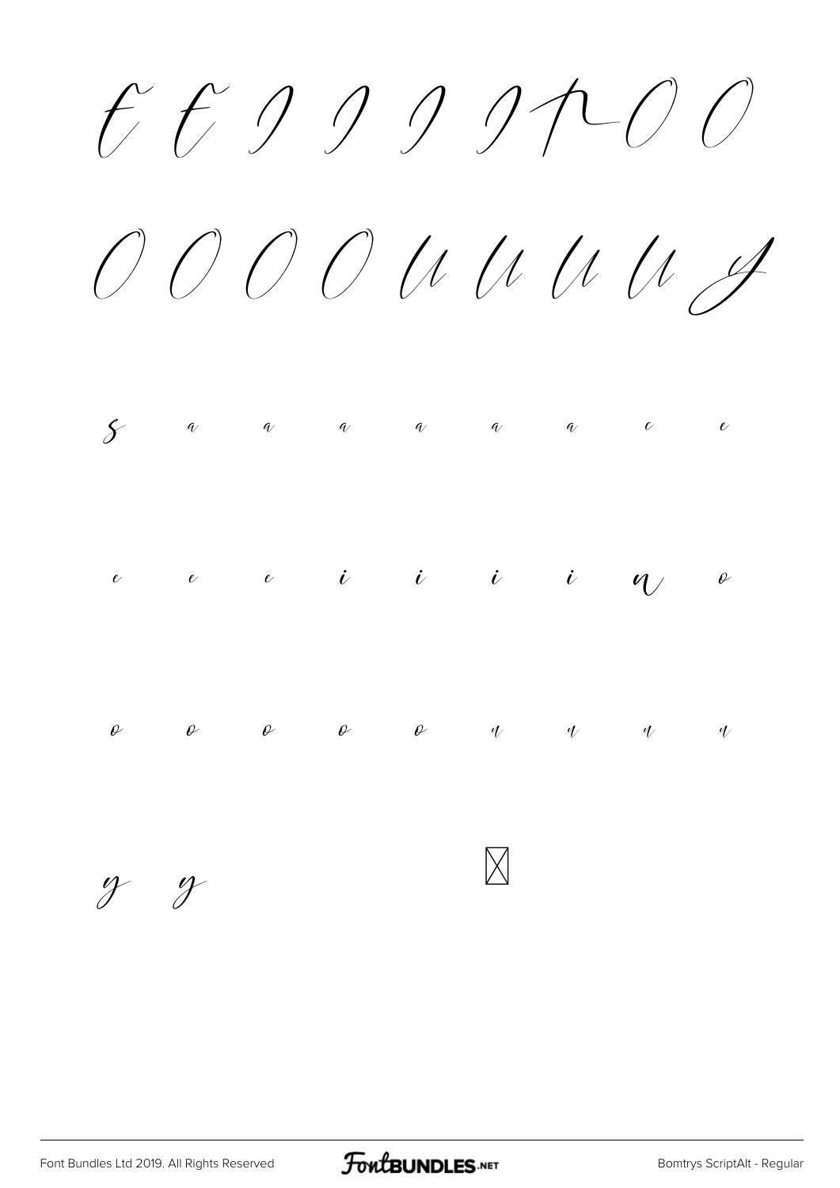È É Ì Í Î Ï Ð Ò Ó

Ô Õ Ö Ø Ù Ú Û Ü Ý

ß à á â ã ä å ç è

é ê ë ì í î ï ñ ò

ó ô õ ö ø ù ú û ü

ý ÿ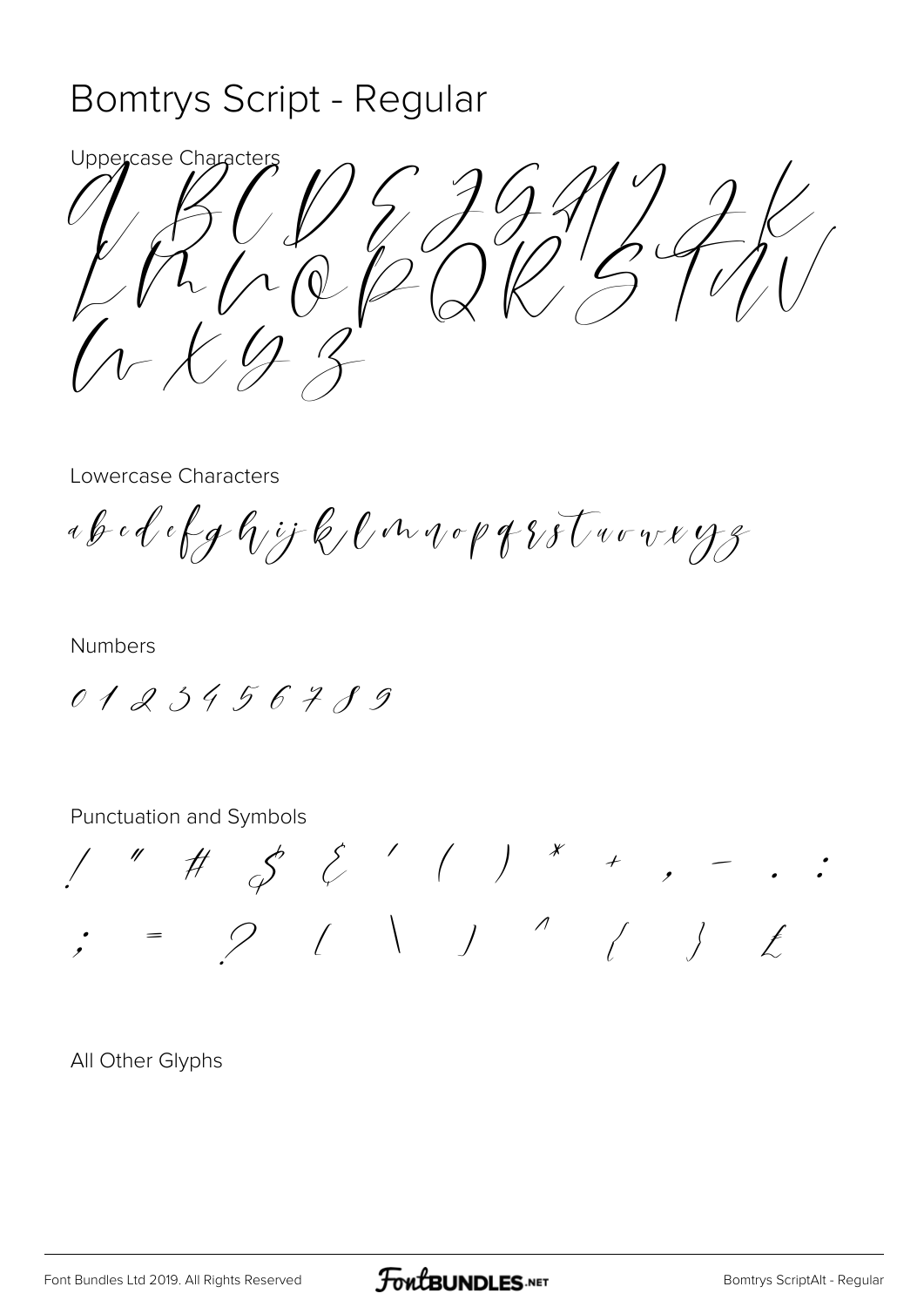# Bomtrys Script - Regular

Uppercase Characters

A B C D E F G H I J K L M N O P Q R S T U V W X Y Z

Lowercase Characters

a b c d e f g h i j k l m n o p q r s t u v w x y z

Numbers

0 1 2 3 4 5 6 7 8 9

Punctuation and Symbols

! " # $ % ' ( ) * + , - . :

; = ? [ \ ] ^ { } £

All Other Glyphs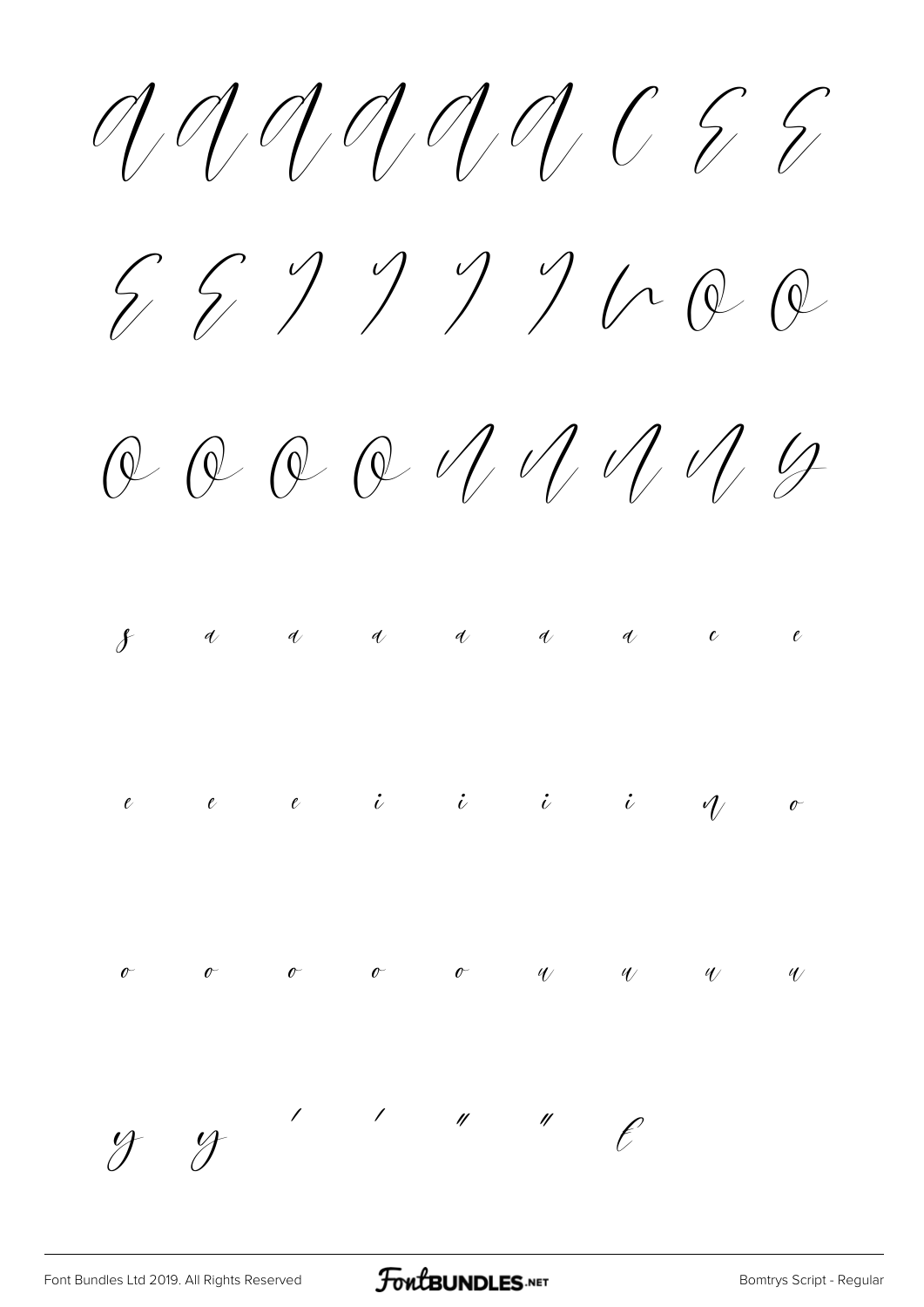À Á Â Ã Ä Å Ç È É

Ê Ë Ì Í Î Ï Ñ Ò Ó

Ô Õ Ö Ø Ù Ú Û Ü Ý

ß à á â ã ä å ç è

é ê ë ì í î ï ñ ò

ó ô õ ö ø ù ú û ü

ý ÿ ' ' " " €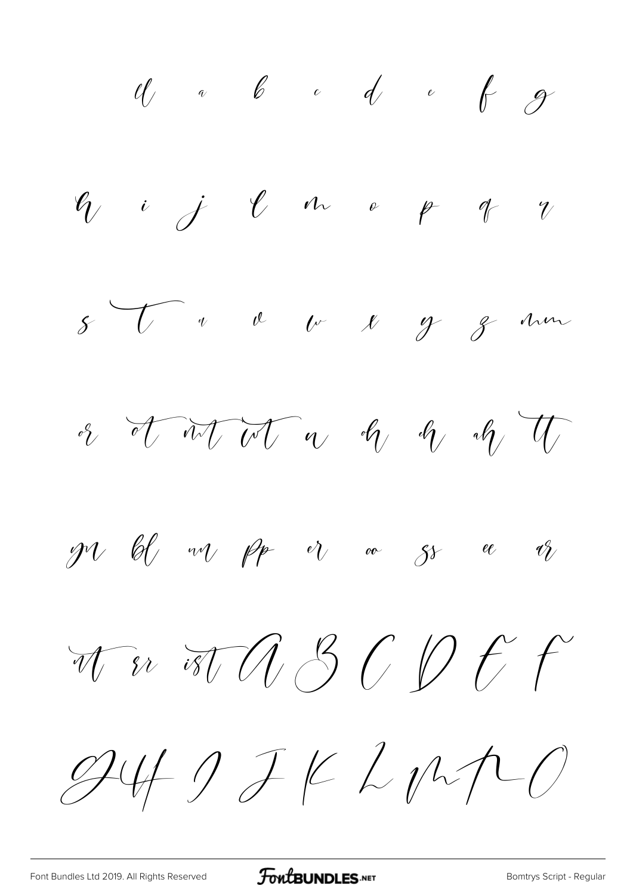ll a b c d e f g

h i j l m o p q r

s t u v w x y z mm

or ot nt wt n oh nh ah tt

ym bl nn pp er oo ss ee ar

nt rr ist A B C D E F

G H I J K L M N O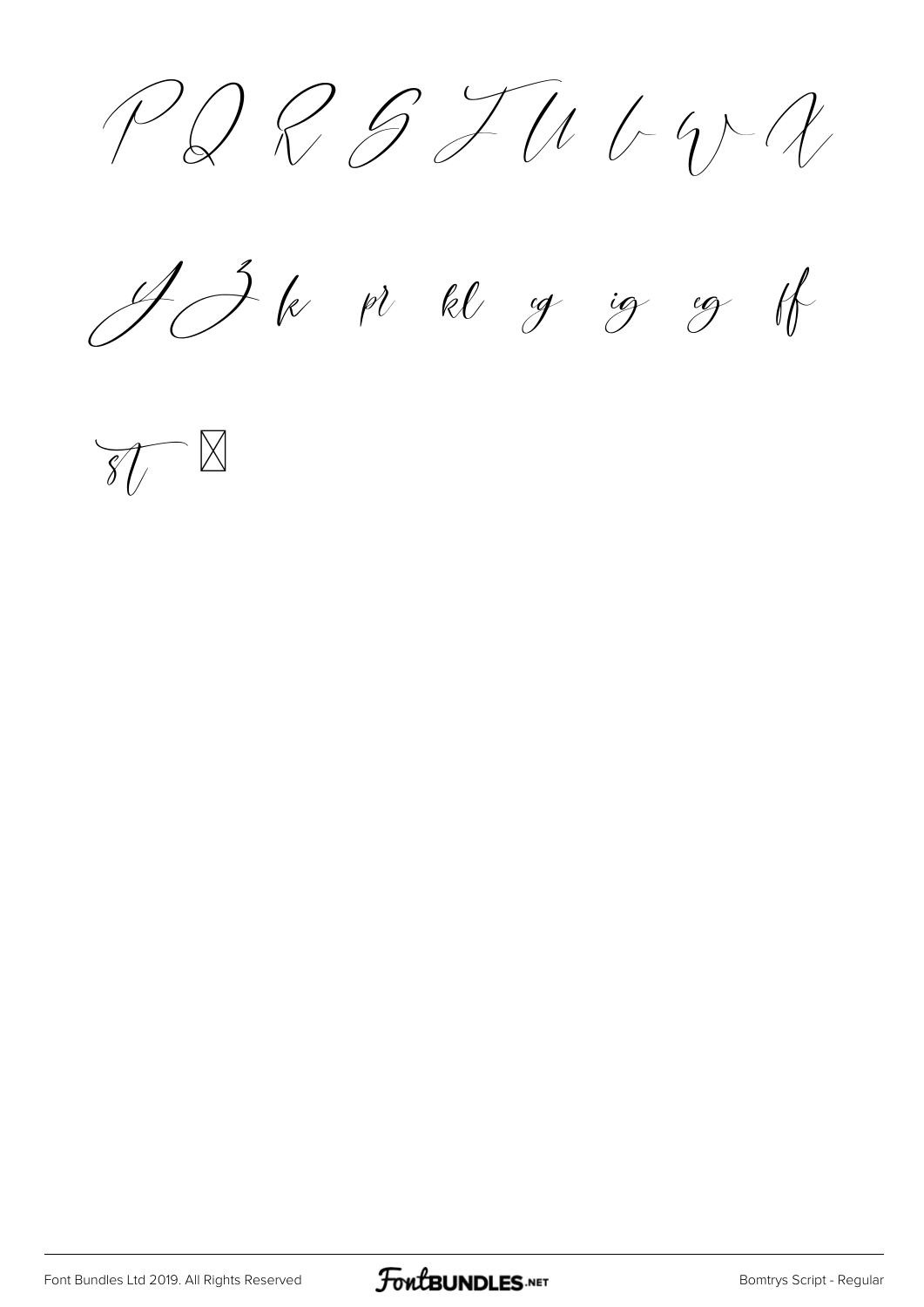P Q R S T U V W X

Y Z k pr kl eg ig eg ff

st ☒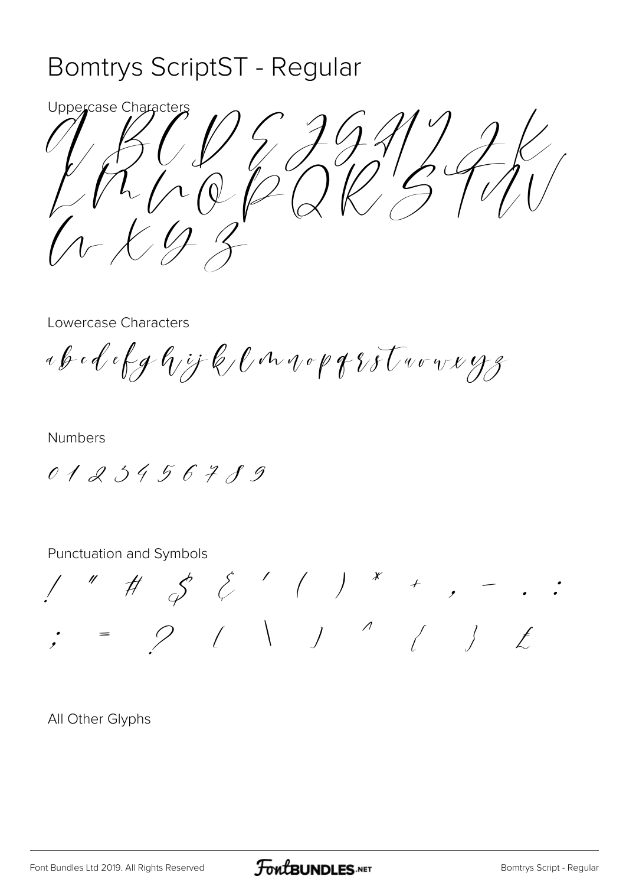# Bomtrys ScriptST - Regular

Uppercase Characters

A B C D E F G H I J K L M N O P Q R S T U V W X Y Z

Lowercase Characters

a b c d e f g h i j k l m n o p q r s t u v w x y z

Numbers

0 1 2 3 4 5 6 7 8 9

Punctuation and Symbols

! " # $ % ' ( ) * + , - . :

; = ? [ \ ] ^ { } £

All Other Glyphs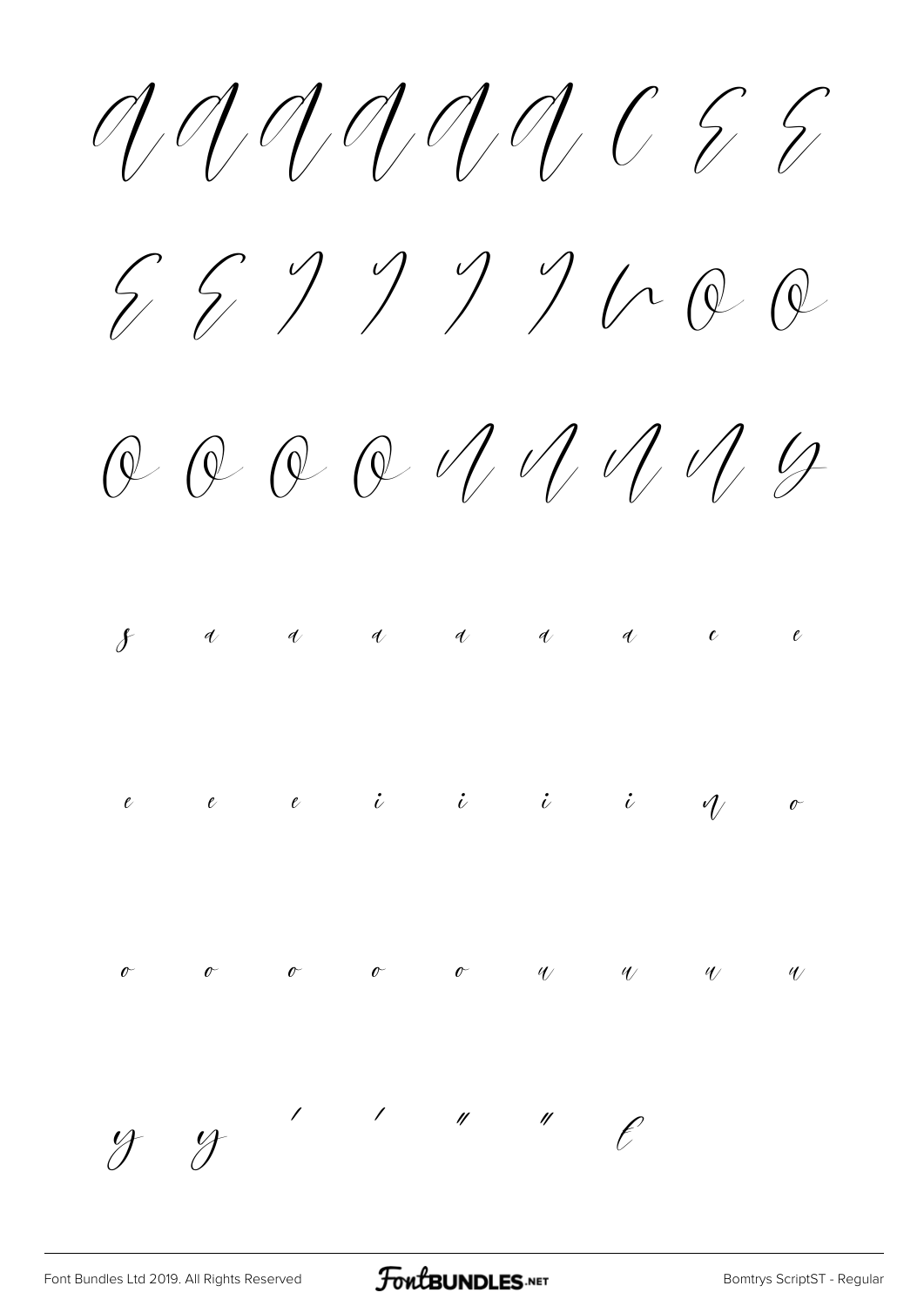À Á Â Ã Ä Å Ç È É

Ê Ë Ì Í Î Ï Ñ Ò Ó

Ô Õ Ö Ø Ù Ú Û Ü Ý

ß à á â ã ä å ç è

é ê ë ì í î ï ñ ò

ó ô õ ö ø ù ú û ü

ý ÿ ‘ ’ “ ” €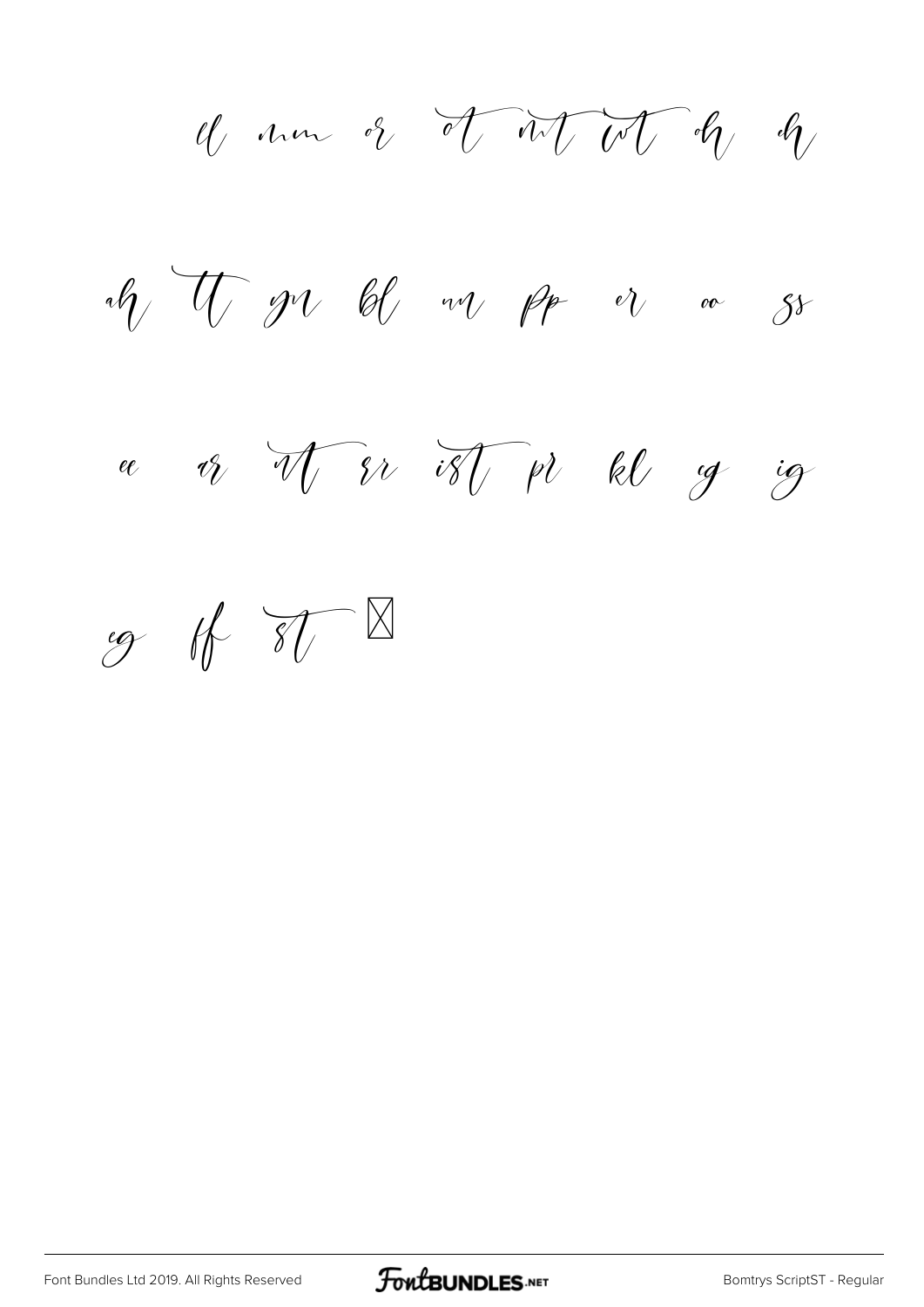ll mm or ot mt wt oh ch

ah tt yn bl un pp er oo ss

ee ar nt rr ist pr kl cg ig

eg ff st ☒